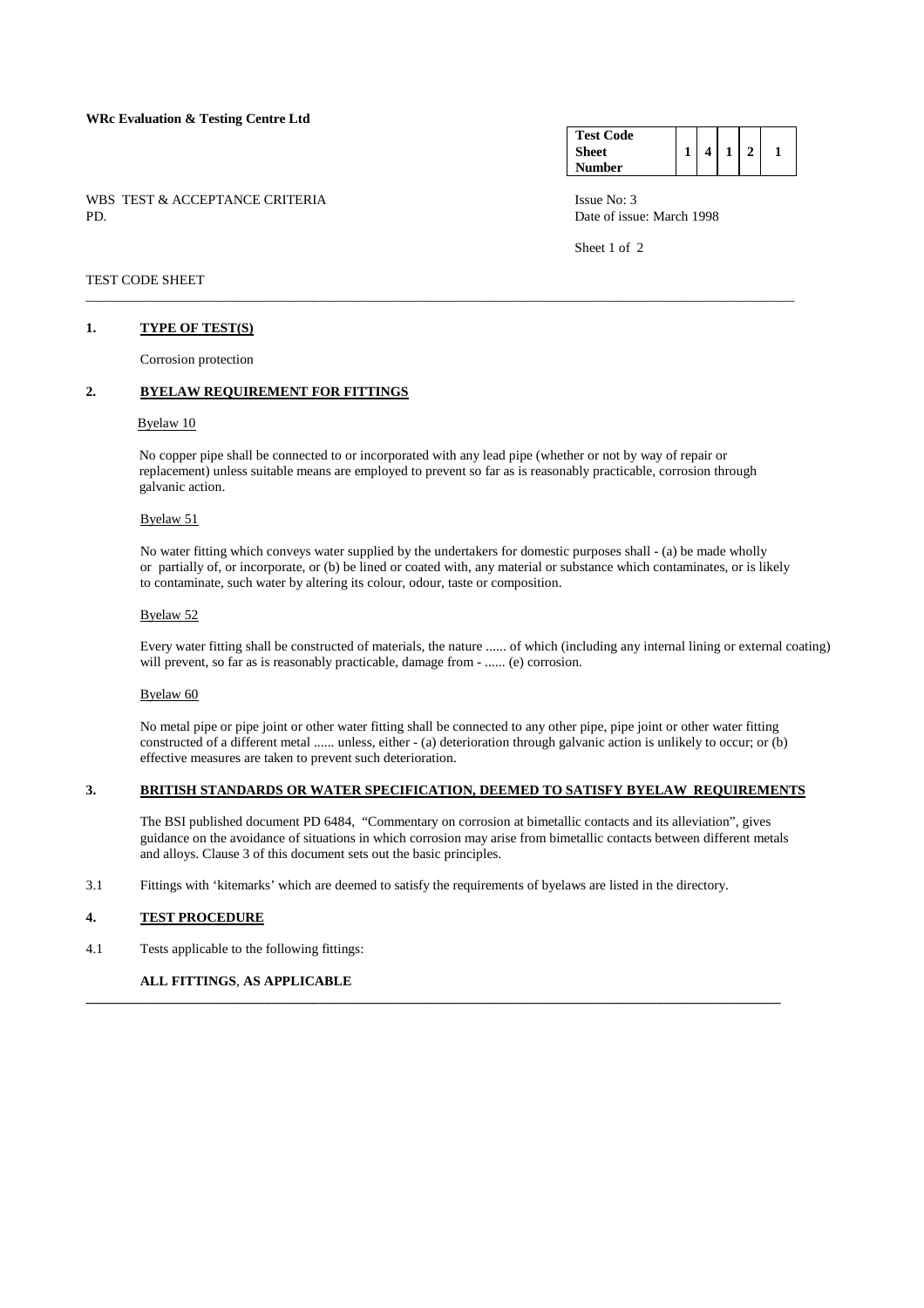**WRc Evaluation & Testing Centre Ltd**

| **Test Code Sheet Number** | 1 | 4 | 1 | 2 | 1 |
|---|---|---|---|---|---|

WBS TEST & ACCEPTANCE CRITERIA
PD.

Issue No: 3
Date of issue: March 1998

TEST CODE SHEET

## 1. TYPE OF TEST(S)

Corrosion protection

## 2. BYELAW REQUIREMENT FOR FITTINGS

Byelaw 10

No copper pipe shall be connected to or incorporated with any lead pipe (whether or not by way of repair or replacement) unless suitable means are employed to prevent so far as is reasonably practicable, corrosion through galvanic action.

Byelaw 51

No water fitting which conveys water supplied by the undertakers for domestic purposes shall - (a) be made wholly or partially of, or incorporate, or (b) be lined or coated with, any material or substance which contaminates, or is likely to contaminate, such water by altering its colour, odour, taste or composition.

Byelaw 52

Every water fitting shall be constructed of materials, the nature ...... of which (including any internal lining or external coating) will prevent, so far as is reasonably practicable, damage from - ...... (e) corrosion.

Byelaw 60

No metal pipe or pipe joint or other water fitting shall be connected to any other pipe, pipe joint or other water fitting constructed of a different metal ...... unless, either - (a) deterioration through galvanic action is unlikely to occur; or (b) effective measures are taken to prevent such deterioration.

## 3. BRITISH STANDARDS OR WATER SPECIFICATION, DEEMED TO SATISFY BYELAW REQUIREMENTS

The BSI published document PD 6484, "Commentary on corrosion at bimetallic contacts and its alleviation", gives guidance on the avoidance of situations in which corrosion may arise from bimetallic contacts between different metals and alloys. Clause 3 of this document sets out the basic principles.

3.1 Fittings with 'kitemarks' which are deemed to satisfy the requirements of byelaws are listed in the directory.

## 4. TEST PROCEDURE

4.1 Tests applicable to the following fittings:

**ALL FITTINGS**, **AS APPLICABLE**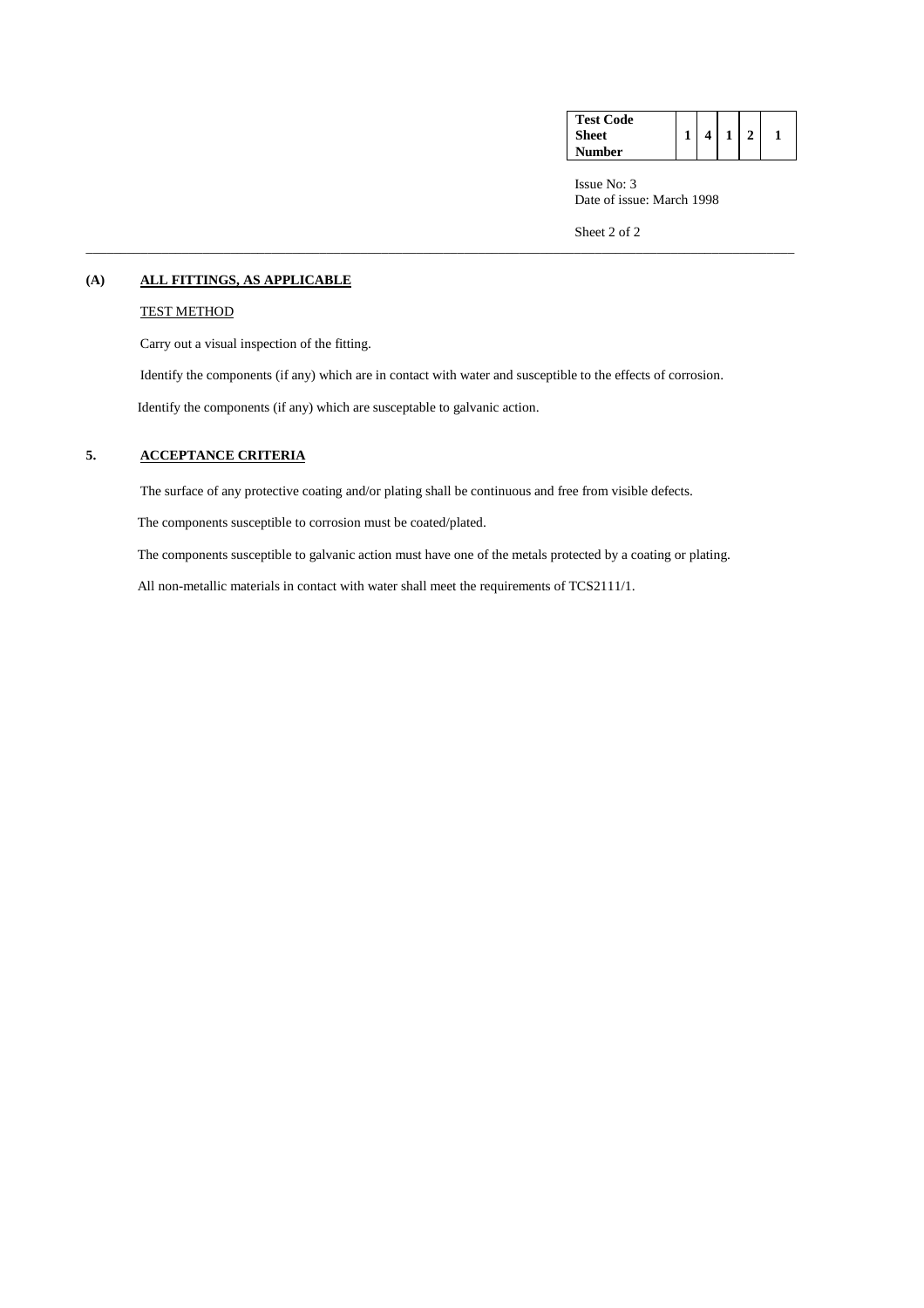| Test Code Sheet Number | 1 | 4 | 1 | 2 | 1 |
|---|---|---|---|---|---|

Issue No: 3
Date of issue: March 1998

## (A) ALL FITTINGS, AS APPLICABLE

TEST METHOD

Carry out a visual inspection of the fitting.

Identify the components (if any) which are in contact with water and susceptible to the effects of corrosion.

Identify the components (if any) which are susceptable to galvanic action.

## 5. ACCEPTANCE CRITERIA

The surface of any protective coating and/or plating shall be continuous and free from visible defects.

The components susceptible to corrosion must be coated/plated.

The components susceptible to galvanic action must have one of the metals protected by a coating or plating.

All non-metallic materials in contact with water shall meet the requirements of TCS2111/1.